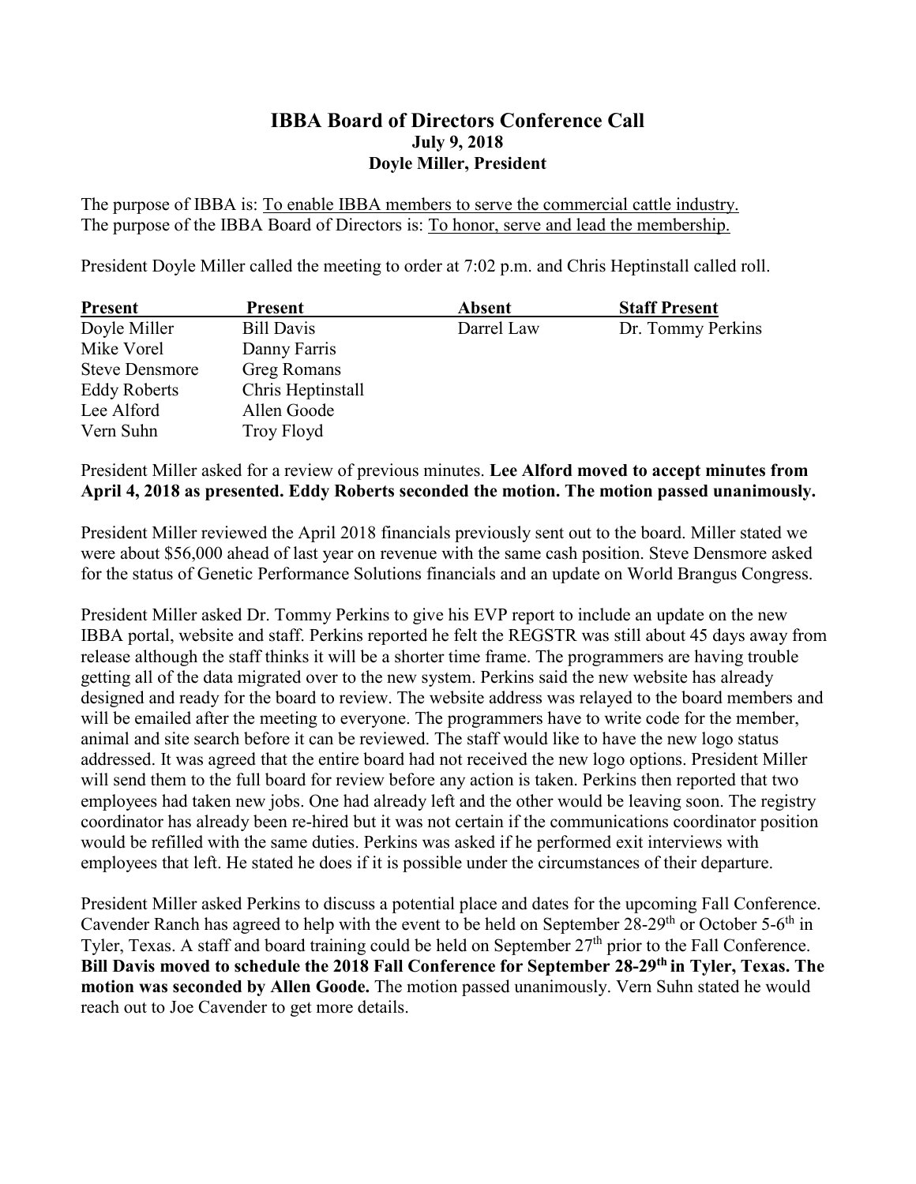# IBBA Board of Directors Conference Call

**July 9, 2018**

**Doyle Miller, President**

The purpose of IBBA is: To enable IBBA members to serve the commercial cattle industry.
The purpose of the IBBA Board of Directors is: To honor, serve and lead the membership.

President Doyle Miller called the meeting to order at 7:02 p.m. and Chris Heptinstall called roll.

| Present | Present | Absent | Staff Present |
|---|---|---|---|
| Doyle Miller | Bill Davis | Darrel Law | Dr. Tommy Perkins |
| Mike Vorel | Danny Farris | | |
| Steve Densmore | Greg Romans | | |
| Eddy Roberts | Chris Heptinstall | | |
| Lee Alford | Allen Goode | | |
| Vern Suhn | Troy Floyd | | |

President Miller asked for a review of previous minutes. **Lee Alford moved to accept minutes from April 4, 2018 as presented. Eddy Roberts seconded the motion. The motion passed unanimously.**

President Miller reviewed the April 2018 financials previously sent out to the board. Miller stated we were about $56,000 ahead of last year on revenue with the same cash position. Steve Densmore asked for the status of Genetic Performance Solutions financials and an update on World Brangus Congress.

President Miller asked Dr. Tommy Perkins to give his EVP report to include an update on the new IBBA portal, website and staff. Perkins reported he felt the REGSTR was still about 45 days away from release although the staff thinks it will be a shorter time frame. The programmers are having trouble getting all of the data migrated over to the new system. Perkins said the new website has already designed and ready for the board to review. The website address was relayed to the board members and will be emailed after the meeting to everyone. The programmers have to write code for the member, animal and site search before it can be reviewed. The staff would like to have the new logo status addressed. It was agreed that the entire board had not received the new logo options. President Miller will send them to the full board for review before any action is taken. Perkins then reported that two employees had taken new jobs. One had already left and the other would be leaving soon. The registry coordinator has already been re-hired but it was not certain if the communications coordinator position would be refilled with the same duties. Perkins was asked if he performed exit interviews with employees that left. He stated he does if it is possible under the circumstances of their departure.

President Miller asked Perkins to discuss a potential place and dates for the upcoming Fall Conference. Cavender Ranch has agreed to help with the event to be held on September 28-29th or October 5-6th in Tyler, Texas. A staff and board training could be held on September 27th prior to the Fall Conference. **Bill Davis moved to schedule the 2018 Fall Conference for September 28-29th in Tyler, Texas. The motion was seconded by Allen Goode.** The motion passed unanimously. Vern Suhn stated he would reach out to Joe Cavender to get more details.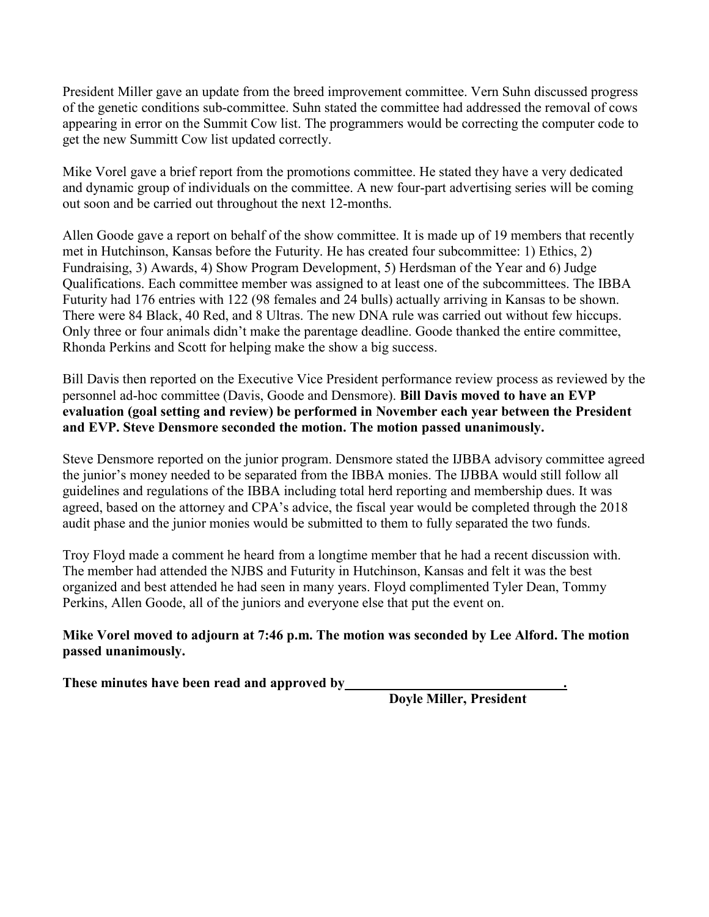President Miller gave an update from the breed improvement committee. Vern Suhn discussed progress of the genetic conditions sub-committee. Suhn stated the committee had addressed the removal of cows appearing in error on the Summit Cow list. The programmers would be correcting the computer code to get the new Summitt Cow list updated correctly.

Mike Vorel gave a brief report from the promotions committee. He stated they have a very dedicated and dynamic group of individuals on the committee. A new four-part advertising series will be coming out soon and be carried out throughout the next 12-months.

Allen Goode gave a report on behalf of the show committee. It is made up of 19 members that recently met in Hutchinson, Kansas before the Futurity. He has created four subcommittee: 1) Ethics, 2) Fundraising, 3) Awards, 4) Show Program Development, 5) Herdsman of the Year and 6) Judge Qualifications. Each committee member was assigned to at least one of the subcommittees. The IBBA Futurity had 176 entries with 122 (98 females and 24 bulls) actually arriving in Kansas to be shown. There were 84 Black, 40 Red, and 8 Ultras. The new DNA rule was carried out without few hiccups. Only three or four animals didn't make the parentage deadline. Goode thanked the entire committee, Rhonda Perkins and Scott for helping make the show a big success.

Bill Davis then reported on the Executive Vice President performance review process as reviewed by the personnel ad-hoc committee (Davis, Goode and Densmore). **Bill Davis moved to have an EVP evaluation (goal setting and review) be performed in November each year between the President and EVP. Steve Densmore seconded the motion. The motion passed unanimously.**

Steve Densmore reported on the junior program. Densmore stated the IJBBA advisory committee agreed the junior's money needed to be separated from the IBBA monies. The IJBBA would still follow all guidelines and regulations of the IBBA including total herd reporting and membership dues. It was agreed, based on the attorney and CPA's advice, the fiscal year would be completed through the 2018 audit phase and the junior monies would be submitted to them to fully separated the two funds.

Troy Floyd made a comment he heard from a longtime member that he had a recent discussion with. The member had attended the NJBS and Futurity in Hutchinson, Kansas and felt it was the best organized and best attended he had seen in many years. Floyd complimented Tyler Dean, Tommy Perkins, Allen Goode, all of the juniors and everyone else that put the event on.

**Mike Vorel moved to adjourn at 7:46 p.m. The motion was seconded by Lee Alford. The motion passed unanimously.**

**These minutes have been read and approved by________________________________.**

**Doyle Miller, President**